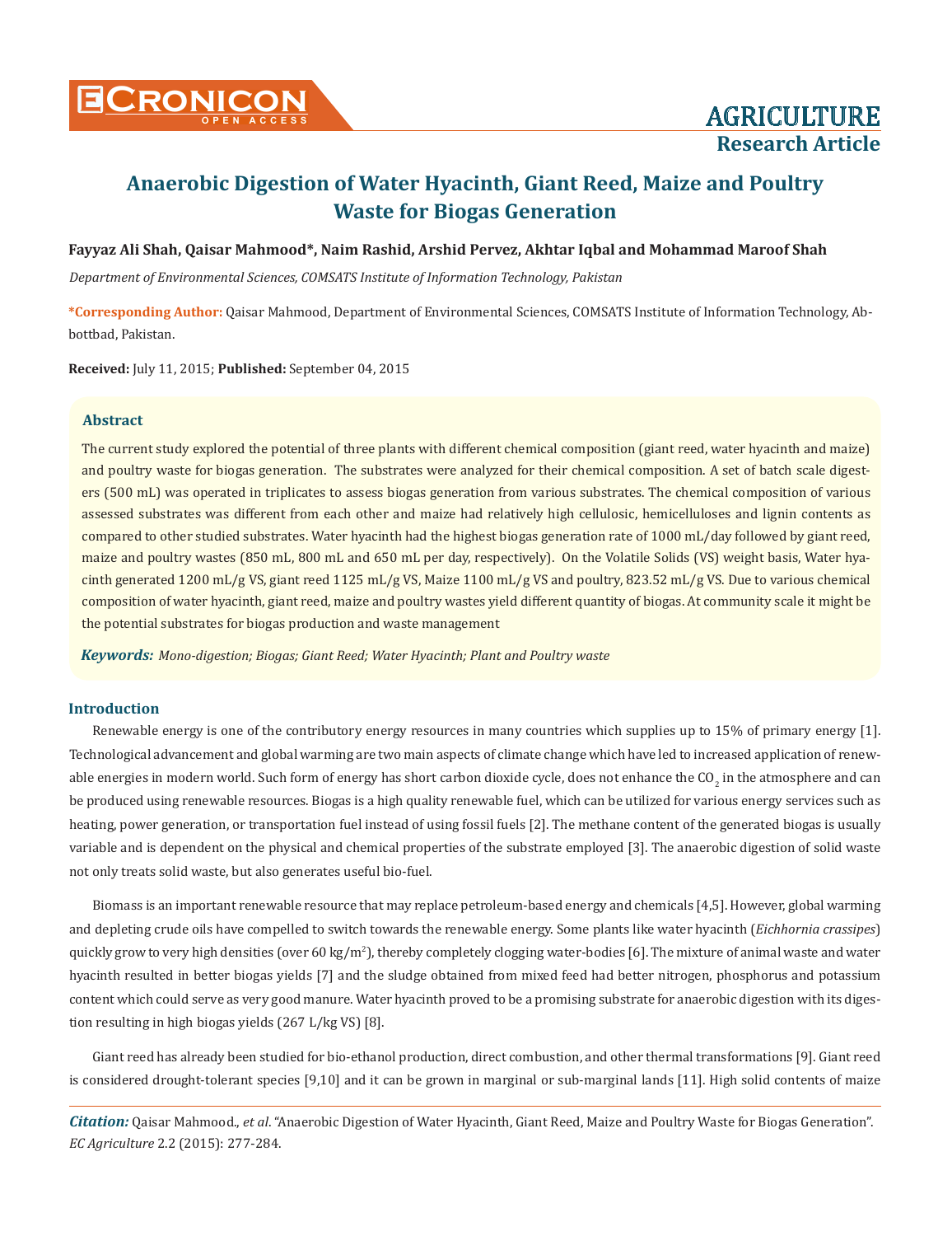# Anaerobic Digestion of Water Hyacinth, Giant Reed, Maize and Poultry Waste for Biogas Generation

**Fayyaz Ali Shah, Qaisar Mahmood\*, Naim Rashid, Arshid Pervez, Akhtar Iqbal and Mohammad Maroof Shah**

*Department of Environmental Sciences, COMSATS Institute of Information Technology, Pakistan*

**\*Corresponding Author:** Qaisar Mahmood, Department of Environmental Sciences, COMSATS Institute of Information Technology, Abbottbad, Pakistan.

**Received:** July 11, 2015; **Published:** September 04, 2015

## Abstract

The current study explored the potential of three plants with different chemical composition (giant reed, water hyacinth and maize) and poultry waste for biogas generation. The substrates were analyzed for their chemical composition. A set of batch scale digesters (500 mL) was operated in triplicates to assess biogas generation from various substrates. The chemical composition of various assessed substrates was different from each other and maize had relatively high cellulosic, hemicelluloses and lignin contents as compared to other studied substrates. Water hyacinth had the highest biogas generation rate of 1000 mL/day followed by giant reed, maize and poultry wastes (850 mL, 800 mL and 650 mL per day, respectively). On the Volatile Solids (VS) weight basis, Water hyacinth generated 1200 mL/g VS, giant reed 1125 mL/g VS, Maize 1100 mL/g VS and poultry, 823.52 mL/g VS. Due to various chemical composition of water hyacinth, giant reed, maize and poultry wastes yield different quantity of biogas. At community scale it might be the potential substrates for biogas production and waste management

***Keywords:*** *Mono-digestion; Biogas; Giant Reed; Water Hyacinth; Plant and Poultry waste*

## Introduction

Renewable energy is one of the contributory energy resources in many countries which supplies up to 15% of primary energy [1]. Technological advancement and global warming are two main aspects of climate change which have led to increased application of renewable energies in modern world. Such form of energy has short carbon dioxide cycle, does not enhance the $CO_2$ in the atmosphere and can be produced using renewable resources. Biogas is a high quality renewable fuel, which can be utilized for various energy services such as heating, power generation, or transportation fuel instead of using fossil fuels [2]. The methane content of the generated biogas is usually variable and is dependent on the physical and chemical properties of the substrate employed [3]. The anaerobic digestion of solid waste not only treats solid waste, but also generates useful bio-fuel.

Biomass is an important renewable resource that may replace petroleum-based energy and chemicals [4,5]. However, global warming and depleting crude oils have compelled to switch towards the renewable energy. Some plants like water hyacinth (*Eichhornia crassipes*) quickly grow to very high densities (over 60 kg/$m^2$), thereby completely clogging water-bodies [6]. The mixture of animal waste and water hyacinth resulted in better biogas yields [7] and the sludge obtained from mixed feed had better nitrogen, phosphorus and potassium content which could serve as very good manure. Water hyacinth proved to be a promising substrate for anaerobic digestion with its digestion resulting in high biogas yields (267 L/kg VS) [8].

Giant reed has already been studied for bio-ethanol production, direct combustion, and other thermal transformations [9]. Giant reed is considered drought-tolerant species [9,10] and it can be grown in marginal or sub-marginal lands [11]. High solid contents of maize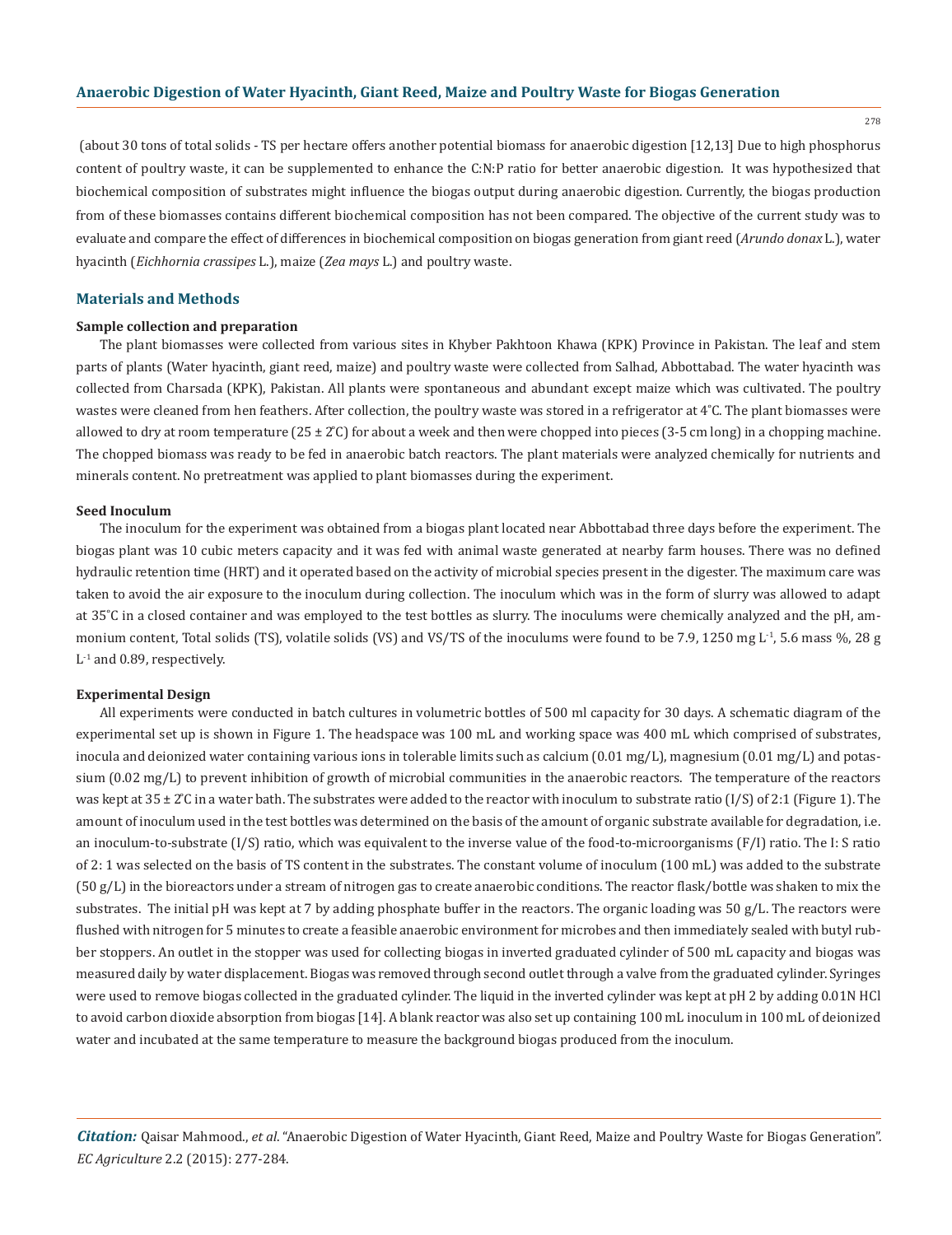(about 30 tons of total solids - TS per hectare offers another potential biomass for anaerobic digestion [12,13] Due to high phosphorus content of poultry waste, it can be supplemented to enhance the C:N:P ratio for better anaerobic digestion. It was hypothesized that biochemical composition of substrates might influence the biogas output during anaerobic digestion. Currently, the biogas production from of these biomasses contains different biochemical composition has not been compared. The objective of the current study was to evaluate and compare the effect of differences in biochemical composition on biogas generation from giant reed (*Arundo donax* L.), water hyacinth (*Eichhornia crassipes* L.), maize (*Zea mays* L.) and poultry waste.

## Materials and Methods

### Sample collection and preparation

The plant biomasses were collected from various sites in Khyber Pakhtoon Khawa (KPK) Province in Pakistan. The leaf and stem parts of plants (Water hyacinth, giant reed, maize) and poultry waste were collected from Salhad, Abbottabad. The water hyacinth was collected from Charsada (KPK), Pakistan. All plants were spontaneous and abundant except maize which was cultivated. The poultry wastes were cleaned from hen feathers. After collection, the poultry waste was stored in a refrigerator at 4°C. The plant biomasses were allowed to dry at room temperature (25 ± 2°C) for about a week and then were chopped into pieces (3-5 cm long) in a chopping machine. The chopped biomass was ready to be fed in anaerobic batch reactors. The plant materials were analyzed chemically for nutrients and minerals content. No pretreatment was applied to plant biomasses during the experiment.

### Seed Inoculum

The inoculum for the experiment was obtained from a biogas plant located near Abbottabad three days before the experiment. The biogas plant was 10 cubic meters capacity and it was fed with animal waste generated at nearby farm houses. There was no defined hydraulic retention time (HRT) and it operated based on the activity of microbial species present in the digester. The maximum care was taken to avoid the air exposure to the inoculum during collection. The inoculum which was in the form of slurry was allowed to adapt at 35°C in a closed container and was employed to the test bottles as slurry. The inoculums were chemically analyzed and the pH, ammonium content, Total solids (TS), volatile solids (VS) and VS/TS of the inoculums were found to be 7.9, 1250 mg $L^{-1}$, 5.6 mass %, 28 g $L^{-1}$ and 0.89, respectively.

### Experimental Design

All experiments were conducted in batch cultures in volumetric bottles of 500 ml capacity for 30 days. A schematic diagram of the experimental set up is shown in Figure 1. The headspace was 100 mL and working space was 400 mL which comprised of substrates, inocula and deionized water containing various ions in tolerable limits such as calcium (0.01 mg/L), magnesium (0.01 mg/L) and potassium (0.02 mg/L) to prevent inhibition of growth of microbial communities in the anaerobic reactors. The temperature of the reactors was kept at 35 ± 2°C in a water bath. The substrates were added to the reactor with inoculum to substrate ratio (I/S) of 2:1 (Figure 1). The amount of inoculum used in the test bottles was determined on the basis of the amount of organic substrate available for degradation, i.e. an inoculum-to-substrate (I/S) ratio, which was equivalent to the inverse value of the food-to-microorganisms (F/I) ratio. The I: S ratio of 2: 1 was selected on the basis of TS content in the substrates. The constant volume of inoculum (100 mL) was added to the substrate (50 g/L) in the bioreactors under a stream of nitrogen gas to create anaerobic conditions. The reactor flask/bottle was shaken to mix the substrates. The initial pH was kept at 7 by adding phosphate buffer in the reactors. The organic loading was 50 g/L. The reactors were flushed with nitrogen for 5 minutes to create a feasible anaerobic environment for microbes and then immediately sealed with butyl rubber stoppers. An outlet in the stopper was used for collecting biogas in inverted graduated cylinder of 500 mL capacity and biogas was measured daily by water displacement. Biogas was removed through second outlet through a valve from the graduated cylinder. Syringes were used to remove biogas collected in the graduated cylinder. The liquid in the inverted cylinder was kept at pH 2 by adding 0.01N HCl to avoid carbon dioxide absorption from biogas [14]. A blank reactor was also set up containing 100 mL inoculum in 100 mL of deionized water and incubated at the same temperature to measure the background biogas produced from the inoculum.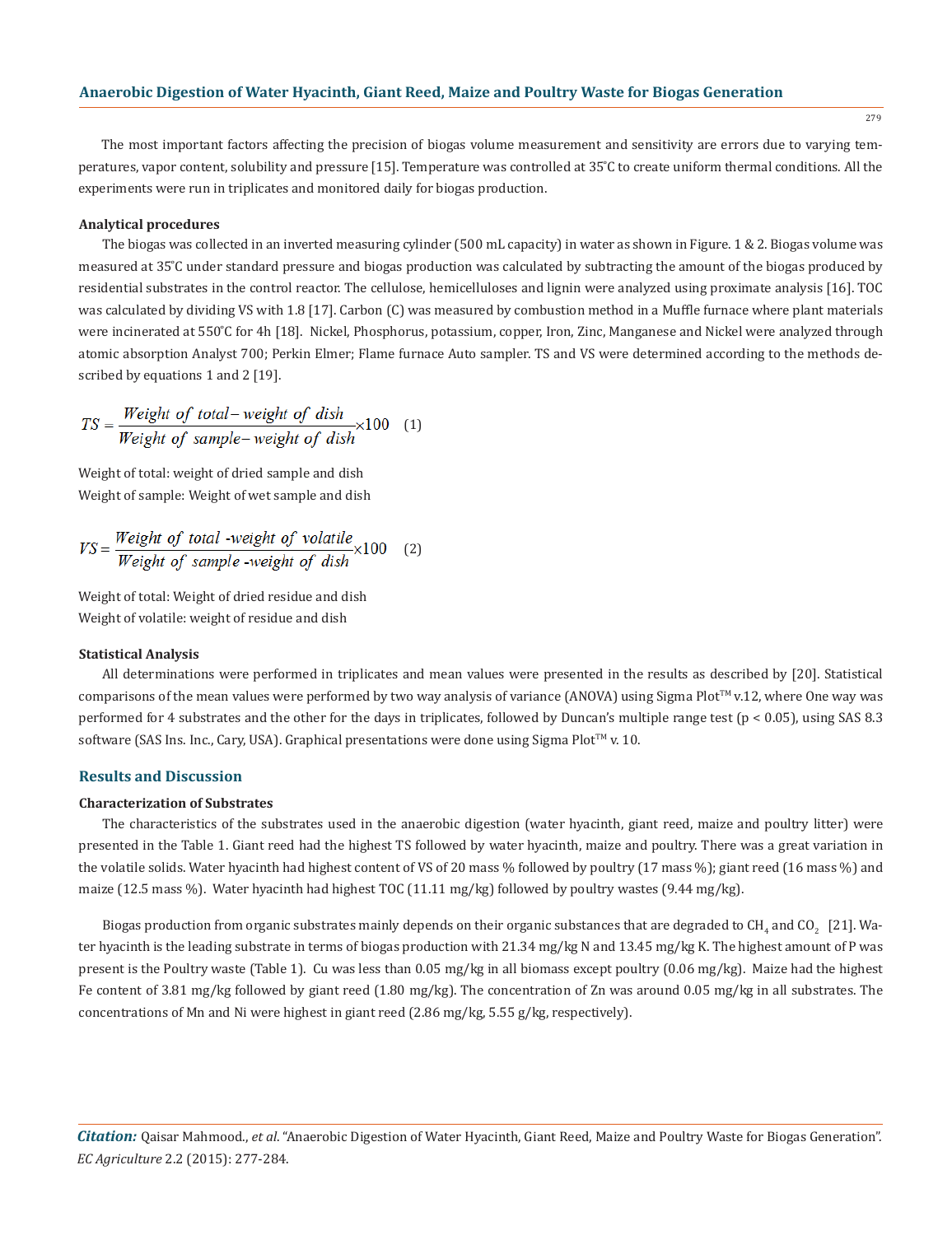The most important factors affecting the precision of biogas volume measurement and sensitivity are errors due to varying temperatures, vapor content, solubility and pressure [15]. Temperature was controlled at 35°C to create uniform thermal conditions. All the experiments were run in triplicates and monitored daily for biogas production.

### Analytical procedures

The biogas was collected in an inverted measuring cylinder (500 mL capacity) in water as shown in Figure. 1 & 2. Biogas volume was measured at 35°C under standard pressure and biogas production was calculated by subtracting the amount of the biogas produced by residential substrates in the control reactor. The cellulose, hemicelluloses and lignin were analyzed using proximate analysis [16]. TOC was calculated by dividing VS with 1.8 [17]. Carbon (C) was measured by combustion method in a Muffle furnace where plant materials were incinerated at 550°C for 4h [18]. Nickel, Phosphorus, potassium, copper, Iron, Zinc, Manganese and Nickel were analyzed through atomic absorption Analyst 700; Perkin Elmer; Flame furnace Auto sampler. TS and VS were determined according to the methods described by equations 1 and 2 [19].

$$TS = \frac{Weight\ of\ total - weight\ of\ dish}{Weight\ of\ sample - weight\ of\ dish} \times 100 \quad (1)$$

Weight of total: weight of dried sample and dish
Weight of sample: Weight of wet sample and dish

$$VS = \frac{Weight\ of\ total\ \text{-}weight\ of\ volatile}{Weight\ of\ sample\ \text{-}weight\ of\ dish} \times 100 \quad (2)$$

Weight of total: Weight of dried residue and dish
Weight of volatile: weight of residue and dish

### Statistical Analysis

All determinations were performed in triplicates and mean values were presented in the results as described by [20]. Statistical comparisons of the mean values were performed by two way analysis of variance (ANOVA) using Sigma Plot™ v.12, where One way was performed for 4 substrates and the other for the days in triplicates, followed by Duncan's multiple range test ($p < 0.05$), using SAS 8.3 software (SAS Ins. Inc., Cary, USA). Graphical presentations were done using Sigma Plot™ v. 10.

## Results and Discussion

### Characterization of Substrates

The characteristics of the substrates used in the anaerobic digestion (water hyacinth, giant reed, maize and poultry litter) were presented in the Table 1. Giant reed had the highest TS followed by water hyacinth, maize and poultry. There was a great variation in the volatile solids. Water hyacinth had highest content of VS of 20 mass % followed by poultry (17 mass %); giant reed (16 mass %) and maize (12.5 mass %). Water hyacinth had highest TOC (11.11 mg/kg) followed by poultry wastes (9.44 mg/kg).

Biogas production from organic substrates mainly depends on their organic substances that are degraded to $CH_4$ and $CO_2$ [21]. Water hyacinth is the leading substrate in terms of biogas production with 21.34 mg/kg N and 13.45 mg/kg K. The highest amount of P was present is the Poultry waste (Table 1). Cu was less than 0.05 mg/kg in all biomass except poultry (0.06 mg/kg). Maize had the highest Fe content of 3.81 mg/kg followed by giant reed (1.80 mg/kg). The concentration of Zn was around 0.05 mg/kg in all substrates. The concentrations of Mn and Ni were highest in giant reed (2.86 mg/kg, 5.55 g/kg, respectively).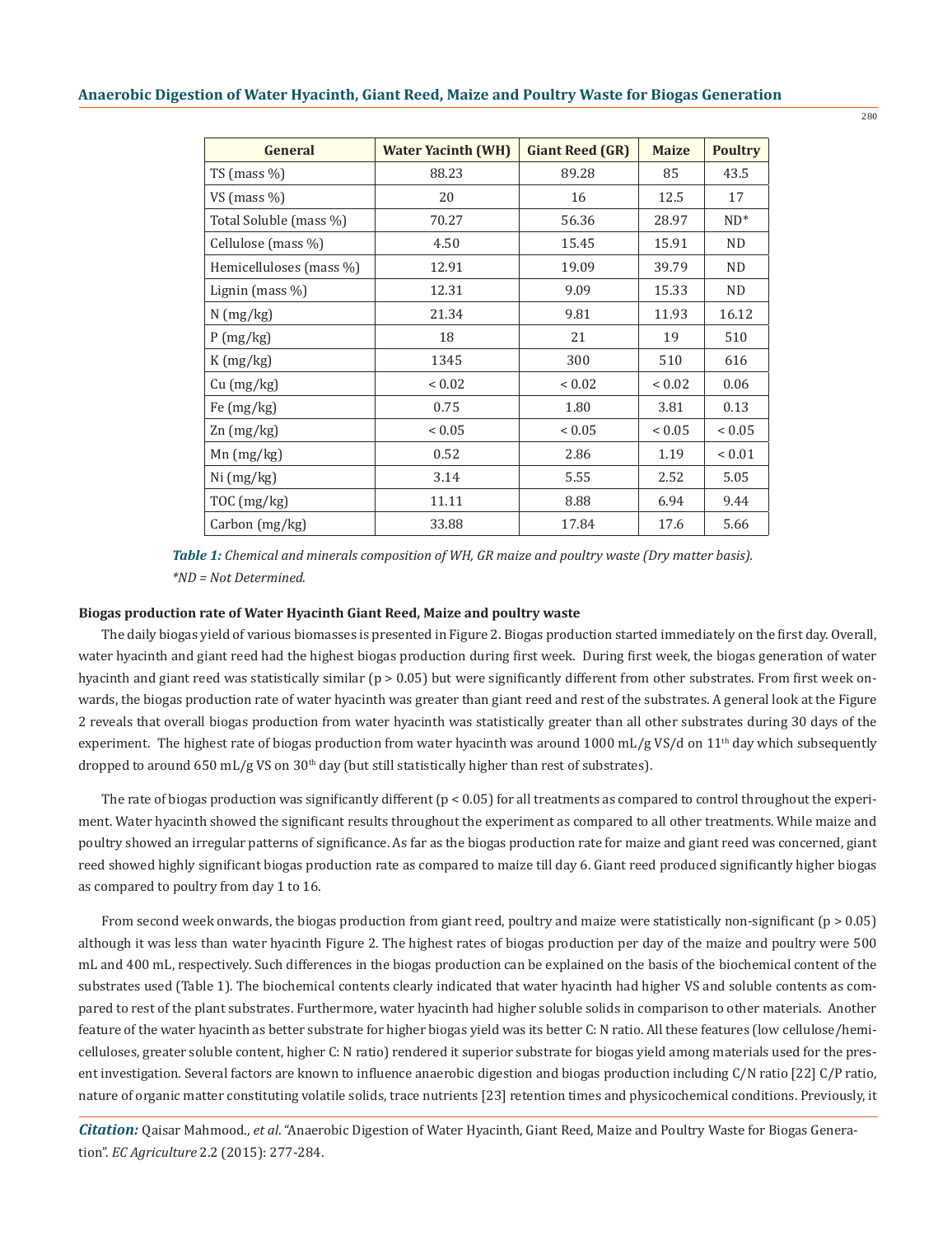| General | Water Yacinth (WH) | Giant Reed (GR) | Maize | Poultry |
|---|---|---|---|---|
| TS (mass %) | 88.23 | 89.28 | 85 | 43.5 |
| VS (mass %) | 20 | 16 | 12.5 | 17 |
| Total Soluble (mass %) | 70.27 | 56.36 | 28.97 | ND* |
| Cellulose (mass %) | 4.50 | 15.45 | 15.91 | ND |
| Hemicelluloses (mass %) | 12.91 | 19.09 | 39.79 | ND |
| Lignin (mass %) | 12.31 | 9.09 | 15.33 | ND |
| N (mg/kg) | 21.34 | 9.81 | 11.93 | 16.12 |
| P (mg/kg) | 18 | 21 | 19 | 510 |
| K (mg/kg) | 1345 | 300 | 510 | 616 |
| Cu (mg/kg) | < 0.02 | < 0.02 | < 0.02 | 0.06 |
| Fe (mg/kg) | 0.75 | 1.80 | 3.81 | 0.13 |
| Zn (mg/kg) | < 0.05 | < 0.05 | < 0.05 | < 0.05 |
| Mn (mg/kg) | 0.52 | 2.86 | 1.19 | < 0.01 |
| Ni (mg/kg) | 3.14 | 5.55 | 2.52 | 5.05 |
| TOC (mg/kg) | 11.11 | 8.88 | 6.94 | 9.44 |
| Carbon (mg/kg) | 33.88 | 17.84 | 17.6 | 5.66 |

***Table 1:*** *Chemical and minerals composition of WH, GR maize and poultry waste (Dry matter basis).*
*\*ND = Not Determined.*

**Biogas production rate of Water Hyacinth Giant Reed, Maize and poultry waste**

The daily biogas yield of various biomasses is presented in Figure 2. Biogas production started immediately on the first day. Overall, water hyacinth and giant reed had the highest biogas production during first week. During first week, the biogas generation of water hyacinth and giant reed was statistically similar ($p > 0.05$) but were significantly different from other substrates. From first week onwards, the biogas production rate of water hyacinth was greater than giant reed and rest of the substrates. A general look at the Figure 2 reveals that overall biogas production from water hyacinth was statistically greater than all other substrates during 30 days of the experiment. The highest rate of biogas production from water hyacinth was around 1000 mL/g VS/d on 11$^{th}$ day which subsequently dropped to around 650 mL/g VS on 30$^{th}$ day (but still statistically higher than rest of substrates).

The rate of biogas production was significantly different ($p < 0.05$) for all treatments as compared to control throughout the experiment. Water hyacinth showed the significant results throughout the experiment as compared to all other treatments. While maize and poultry showed an irregular patterns of significance. As far as the biogas production rate for maize and giant reed was concerned, giant reed showed highly significant biogas production rate as compared to maize till day 6. Giant reed produced significantly higher biogas as compared to poultry from day 1 to 16.

From second week onwards, the biogas production from giant reed, poultry and maize were statistically non-significant ($p > 0.05$) although it was less than water hyacinth Figure 2. The highest rates of biogas production per day of the maize and poultry were 500 mL and 400 mL, respectively. Such differences in the biogas production can be explained on the basis of the biochemical content of the substrates used (Table 1). The biochemical contents clearly indicated that water hyacinth had higher VS and soluble contents as compared to rest of the plant substrates. Furthermore, water hyacinth had higher soluble solids in comparison to other materials. Another feature of the water hyacinth as better substrate for higher biogas yield was its better C: N ratio. All these features (low cellulose/hemicelluloses, greater soluble content, higher C: N ratio) rendered it superior substrate for biogas yield among materials used for the present investigation. Several factors are known to influence anaerobic digestion and biogas production including C/N ratio [22] C/P ratio, nature of organic matter constituting volatile solids, trace nutrients [23] retention times and physicochemical conditions. Previously, it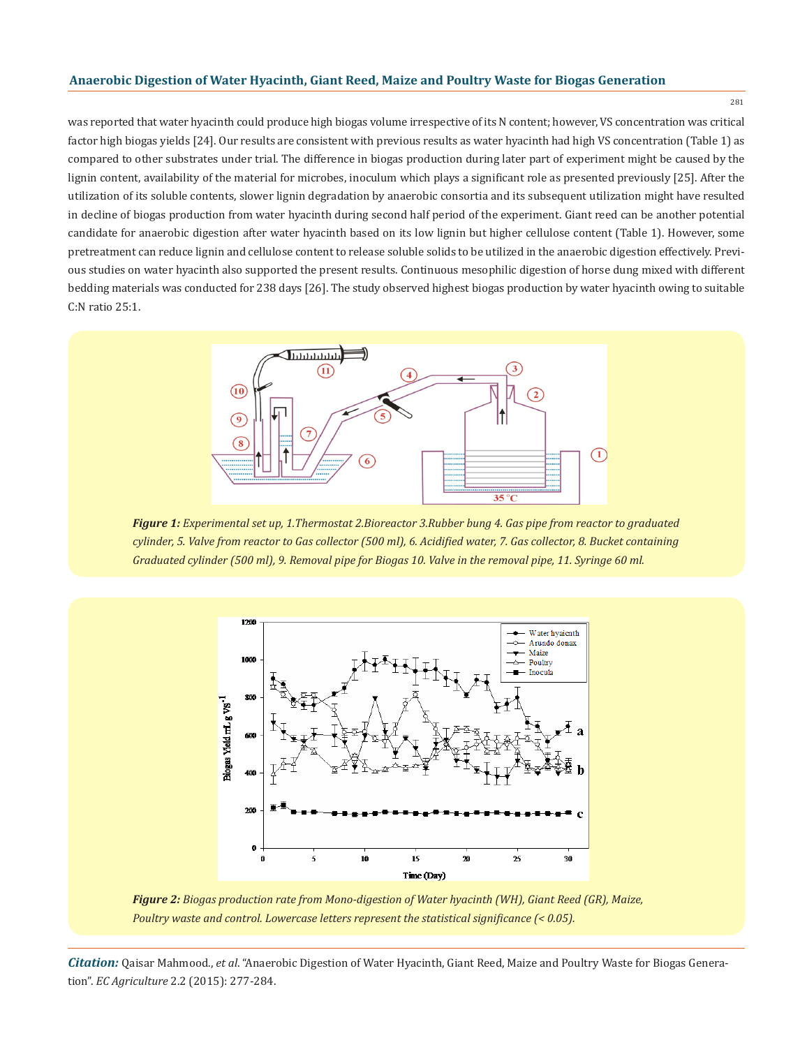was reported that water hyacinth could produce high biogas volume irrespective of its N content; however, VS concentration was critical factor high biogas yields [24]. Our results are consistent with previous results as water hyacinth had high VS concentration (Table 1) as compared to other substrates under trial. The difference in biogas production during later part of experiment might be caused by the lignin content, availability of the material for microbes, inoculum which plays a significant role as presented previously [25]. After the utilization of its soluble contents, slower lignin degradation by anaerobic consortia and its subsequent utilization might have resulted in decline of biogas production from water hyacinth during second half period of the experiment. Giant reed can be another potential candidate for anaerobic digestion after water hyacinth based on its low lignin but higher cellulose content (Table 1). However, some pretreatment can reduce lignin and cellulose content to release soluble solids to be utilized in the anaerobic digestion effectively. Previous studies on water hyacinth also supported the present results. Continuous mesophilic digestion of horse dung mixed with different bedding materials was conducted for 238 days [26]. The study observed highest biogas production by water hyacinth owing to suitable C:N ratio 25:1.

***Figure 1:*** *Experimental set up, 1.Thermostat 2.Bioreactor 3.Rubber bung 4. Gas pipe from reactor to graduated cylinder, 5. Valve from reactor to Gas collector (500 ml), 6. Acidified water, 7. Gas collector, 8. Bucket containing Graduated cylinder (500 ml), 9. Removal pipe for Biogas 10. Valve in the removal pipe, 11. Syringe 60 ml.*

***Figure 2:*** *Biogas production rate from Mono-digestion of Water hyacinth (WH), Giant Reed (GR), Maize, Poultry waste and control. Lowercase letters represent the statistical significance (< 0.05).*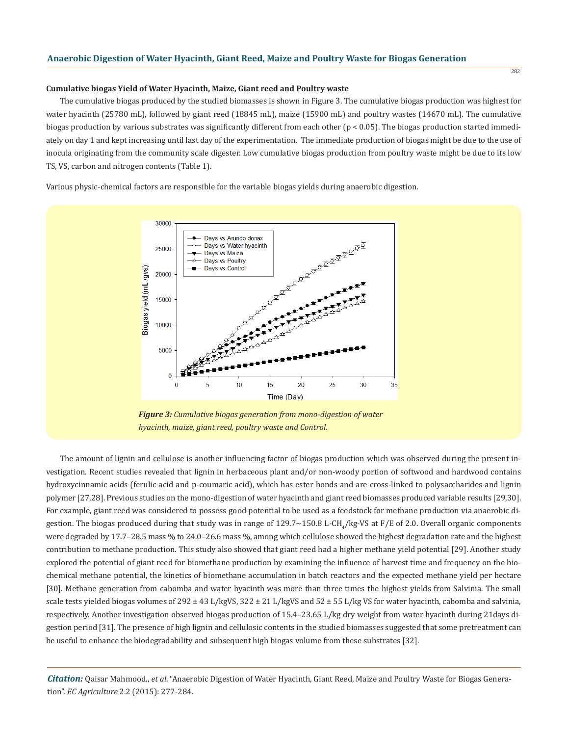### Cumulative biogas Yield of Water Hyacinth, Maize, Giant reed and Poultry waste

The cumulative biogas produced by the studied biomasses is shown in Figure 3. The cumulative biogas production was highest for water hyacinth (25780 mL), followed by giant reed (18845 mL), maize (15900 mL) and poultry wastes (14670 mL). The cumulative biogas production by various substrates was significantly different from each other ($p < 0.05$). The biogas production started immediately on day 1 and kept increasing until last day of the experimentation. The immediate production of biogas might be due to the use of inocula originating from the community scale digester. Low cumulative biogas production from poultry waste might be due to its low TS, VS, carbon and nitrogen contents (Table 1).

Various physic-chemical factors are responsible for the variable biogas yields during anaerobic digestion.

***Figure 3:*** *Cumulative biogas generation from mono-digestion of water hyacinth, maize, giant reed, poultry waste and Control.*

The amount of lignin and cellulose is another influencing factor of biogas production which was observed during the present investigation. Recent studies revealed that lignin in herbaceous plant and/or non-woody portion of softwood and hardwood contains hydroxycinnamic acids (ferulic acid and p-coumaric acid), which has ester bonds and are cross-linked to polysaccharides and lignin polymer [27,28]. Previous studies on the mono-digestion of water hyacinth and giant reed biomasses produced variable results [29,30]. For example, giant reed was considered to possess good potential to be used as a feedstock for methane production via anaerobic digestion. The biogas produced during that study was in range of 129.7~150.8 L-$CH_4$/kg-VS at F/E of 2.0. Overall organic components were degraded by 17.7–28.5 mass % to 24.0–26.6 mass %, among which cellulose showed the highest degradation rate and the highest contribution to methane production. This study also showed that giant reed had a higher methane yield potential [29]. Another study explored the potential of giant reed for biomethane production by examining the influence of harvest time and frequency on the biochemical methane potential, the kinetics of biomethane accumulation in batch reactors and the expected methane yield per hectare [30]. Methane generation from cabomba and water hyacinth was more than three times the highest yields from Salvinia. The small scale tests yielded biogas volumes of 292 ± 43 L/kgVS, 322 ± 21 L/kgVS and 52 ± 55 L/kg VS for water hyacinth, cabomba and salvinia, respectively. Another investigation observed biogas production of 15.4–23.65 L/kg dry weight from water hyacinth during 21days digestion period [31]. The presence of high lignin and cellulosic contents in the studied biomasses suggested that some pretreatment can be useful to enhance the biodegradability and subsequent high biogas volume from these substrates [32].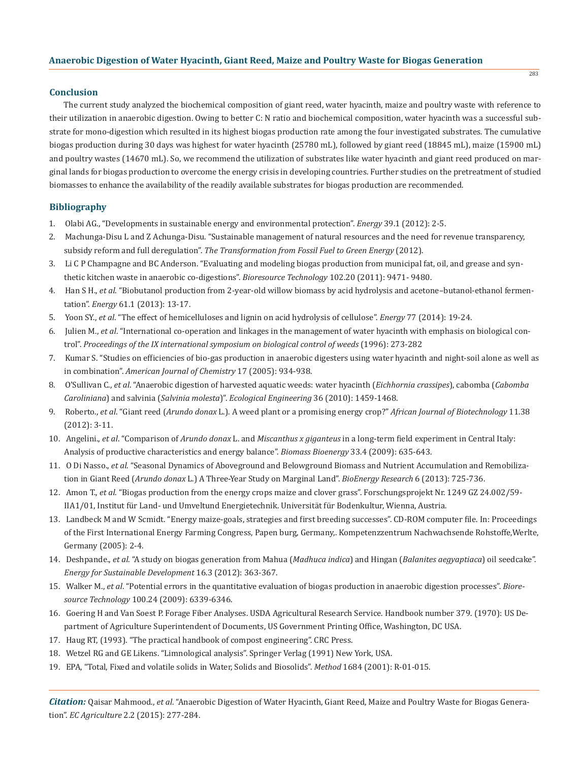## Conclusion

The current study analyzed the biochemical composition of giant reed, water hyacinth, maize and poultry waste with reference to their utilization in anaerobic digestion. Owing to better C: N ratio and biochemical composition, water hyacinth was a successful substrate for mono-digestion which resulted in its highest biogas production rate among the four investigated substrates. The cumulative biogas production during 30 days was highest for water hyacinth (25780 mL), followed by giant reed (18845 mL), maize (15900 mL) and poultry wastes (14670 mL). So, we recommend the utilization of substrates like water hyacinth and giant reed produced on marginal lands for biogas production to overcome the energy crisis in developing countries. Further studies on the pretreatment of studied biomasses to enhance the availability of the readily available substrates for biogas production are recommended.

## Bibliography

1. Olabi AG., "Developments in sustainable energy and environmental protection". *Energy* 39.1 (2012): 2-5.
2. Machunga-Disu L and Z Achunga-Disu. "Sustainable management of natural resources and the need for revenue transparency, subsidy reform and full deregulation". *The Transformation from Fossil Fuel to Green Energy* (2012).
3. Li C P Champagne and BC Anderson. "Evaluating and modeling biogas production from municipal fat, oil, and grease and synthetic kitchen waste in anaerobic co-digestions". *Bioresource Technology* 102.20 (2011): 9471- 9480.
4. Han S H., *et al*. "Biobutanol production from 2-year-old willow biomass by acid hydrolysis and acetone–butanol-ethanol fermentation". *Energy* 61.1 (2013): 13-17.
5. Yoon SY., *et al*. "The effect of hemicelluloses and lignin on acid hydrolysis of cellulose". *Energy* 77 (2014): 19-24.
6. Julien M., *et al*. "International co-operation and linkages in the management of water hyacinth with emphasis on biological control". *Proceedings of the IX international symposium on biological control of weeds* (1996): 273-282
7. Kumar S. "Studies on efficiencies of bio-gas production in anaerobic digesters using water hyacinth and night-soil alone as well as in combination". *American Journal of Chemistry* 17 (2005): 934-938.
8. O'Sullivan C., *et al*. "Anaerobic digestion of harvested aquatic weeds: water hyacinth (*Eichhornia crassipes*), cabomba (*Cabomba Caroliniana*) and salvinia (*Salvinia molesta*)". *Ecological Engineering* 36 (2010): 1459-1468.
9. Roberto., *et al*. "Giant reed (*Arundo donax* L.). A weed plant or a promising energy crop?" *African Journal of Biotechnology* 11.38 (2012): 3-11.
10. Angelini., *et al*. "Comparison of *Arundo donax* L. and *Miscanthus x giganteus* in a long-term field experiment in Central Italy: Analysis of productive characteristics and energy balance". *Biomass Bioenergy* 33.4 (2009): 635-643.
11. O Di Nasso., *et al.* "Seasonal Dynamics of Aboveground and Belowground Biomass and Nutrient Accumulation and Remobilization in Giant Reed (*Arundo donax* L.) A Three-Year Study on Marginal Land". *BioEnergy Research* 6 (2013): 725-736.
12. Amon T., *et al*. "Biogas production from the energy crops maize and clover grass". Forschungsprojekt Nr. 1249 GZ 24.002/59-IIA1/01, Institut für Land- und Umweltund Energietechnik. Universität für Bodenkultur, Wienna, Austria.
13. Landbeck M and W Schmidt. "Energy maize-goals, strategies and first breeding successes". CD-ROM computer file. In: Proceedings of the First International Energy Farming Congress, Papen burg, Germany,. Kompetenzzentrum Nachwachsende Rohstoffe,Werlte, Germany (2005): 2-4.
14. Deshpande., *et al*. "A study on biogas generation from Mahua (*Madhuca indica*) and Hingan (*Balanites aegyaptiaca*) oil seedcake". *Energy for Sustainable Development* 16.3 (2012): 363-367.
15. Walker M., *et al*. "Potential errors in the quantitative evaluation of biogas production in anaerobic digestion processes". *Bioresource Technology* 100.24 (2009): 6339-6346.
16. Goering H and Van Soest P. Forage Fiber Analyses. USDA Agricultural Research Service. Handbook number 379. (1970): US Department of Agriculture Superintendent of Documents, US Government Printing Office, Washington, DC USA.
17. Haug RT, (1993). "The practical handbook of compost engineering". CRC Press.
18. Wetzel RG and GE Likens. "Limnological analysis". Springer Verlag (1991) New York, USA.
19. EPA, "Total, Fixed and volatile solids in Water, Solids and Biosolids". *Method* 1684 (2001): R-01-015.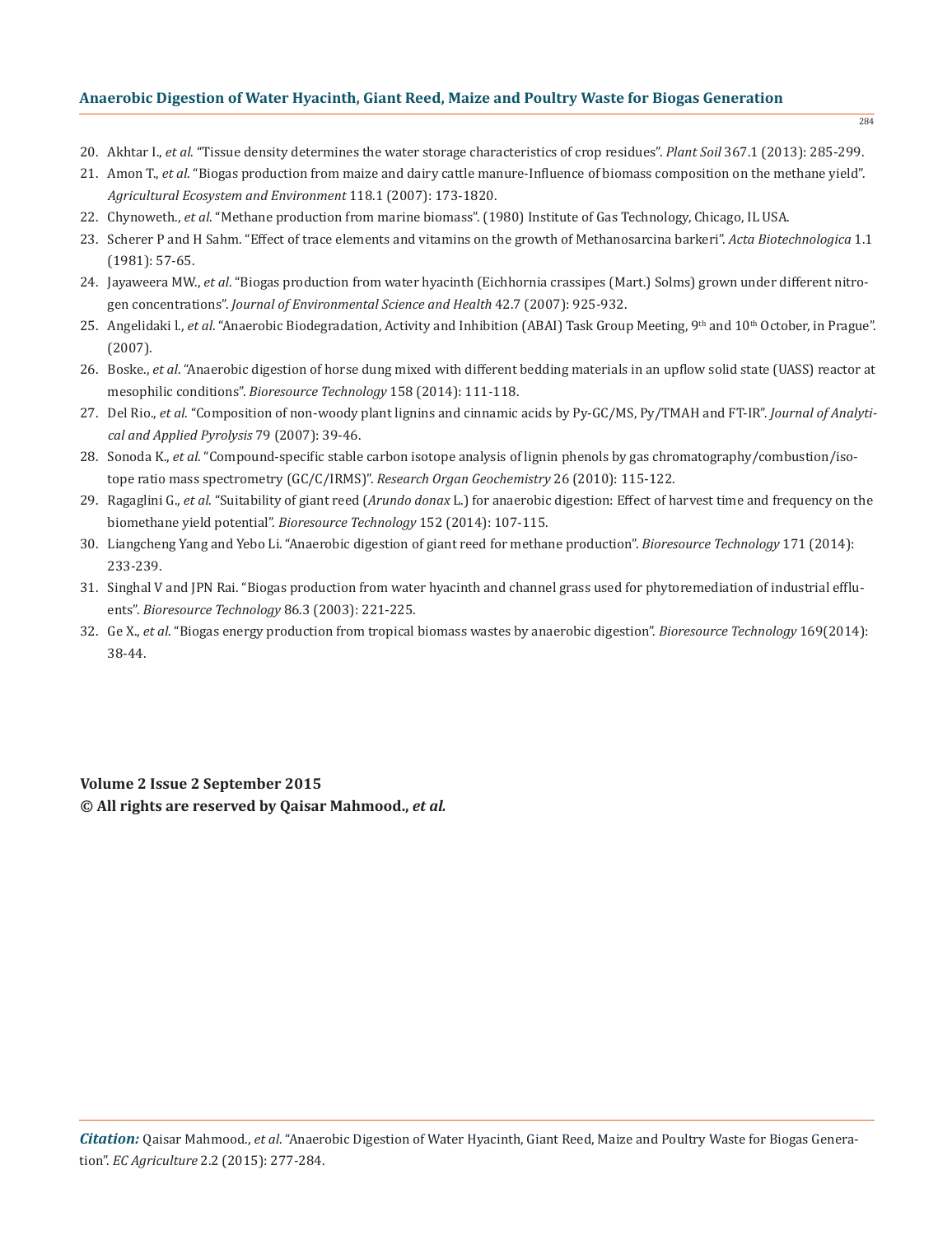20. Akhtar I., *et al*. "Tissue density determines the water storage characteristics of crop residues". *Plant Soil* 367.1 (2013): 285-299.
21. Amon T., *et al*. "Biogas production from maize and dairy cattle manure-Influence of biomass composition on the methane yield". *Agricultural Ecosystem and Environment* 118.1 (2007): 173-1820.
22. Chynoweth., *et al*. "Methane production from marine biomass". (1980) Institute of Gas Technology, Chicago, IL USA.
23. Scherer P and H Sahm. "Effect of trace elements and vitamins on the growth of Methanosarcina barkeri". *Acta Biotechnologica* 1.1 (1981): 57-65.
24. Jayaweera MW., *et al*. "Biogas production from water hyacinth (Eichhornia crassipes (Mart.) Solms) grown under different nitrogen concentrations". *Journal of Environmental Science and Health* 42.7 (2007): 925-932.
25. Angelidaki l., *et al*. "Anaerobic Biodegradation, Activity and Inhibition (ABAI) Task Group Meeting, 9th and 10th October, in Prague". (2007).
26. Boske., *et al*. "Anaerobic digestion of horse dung mixed with different bedding materials in an upflow solid state (UASS) reactor at mesophilic conditions". *Bioresource Technology* 158 (2014): 111-118.
27. Del Rio., *et al*. "Composition of non-woody plant lignins and cinnamic acids by Py-GC/MS, Py/TMAH and FT-IR". *Journal of Analytical and Applied Pyrolysis* 79 (2007): 39-46.
28. Sonoda K., *et al*. "Compound-specific stable carbon isotope analysis of lignin phenols by gas chromatography/combustion/isotope ratio mass spectrometry (GC/C/IRMS)". *Research Organ Geochemistry* 26 (2010): 115-122.
29. Ragaglini G., *et al*. "Suitability of giant reed (*Arundo donax* L.) for anaerobic digestion: Effect of harvest time and frequency on the biomethane yield potential". *Bioresource Technology* 152 (2014): 107-115.
30. Liangcheng Yang and Yebo Li. "Anaerobic digestion of giant reed for methane production". *Bioresource Technology* 171 (2014): 233-239.
31. Singhal V and JPN Rai. "Biogas production from water hyacinth and channel grass used for phytoremediation of industrial effluents". *Bioresource Technology* 86.3 (2003): 221-225.
32. Ge X., *et al*. "Biogas energy production from tropical biomass wastes by anaerobic digestion". *Bioresource Technology* 169(2014): 38-44.

**Volume 2 Issue 2 September 2015**
**© All rights are reserved by Qaisar Mahmood., *et al.***